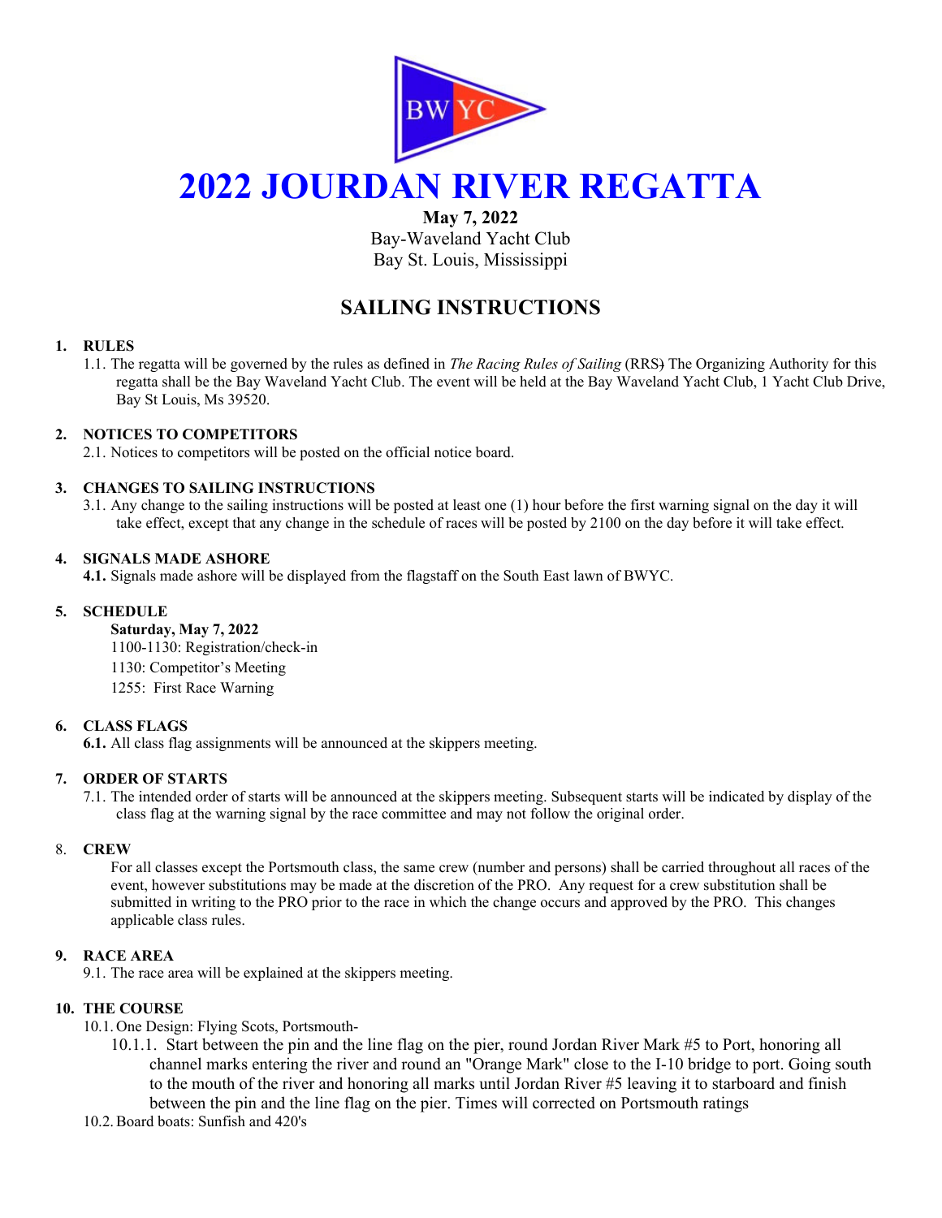BWYC

# 2022 JOURDAN RIVER REGATTA

**May 7, 2022**
Bay-Waveland Yacht Club
Bay St. Louis, Mississippi

## SAILING INSTRUCTIONS

### 1. RULES

1.1. The regatta will be governed by the rules as defined in *The Racing Rules of Sailing* (RRS) The Organizing Authority for this regatta shall be the Bay Waveland Yacht Club. The event will be held at the Bay Waveland Yacht Club, 1 Yacht Club Drive, Bay St Louis, Ms 39520.

### 2. NOTICES TO COMPETITORS

2.1. Notices to competitors will be posted on the official notice board.

### 3. CHANGES TO SAILING INSTRUCTIONS

3.1. Any change to the sailing instructions will be posted at least one (1) hour before the first warning signal on the day it will take effect, except that any change in the schedule of races will be posted by 2100 on the day before it will take effect.

### 4. SIGNALS MADE ASHORE

**4.1.** Signals made ashore will be displayed from the flagstaff on the South East lawn of BWYC.

### 5. SCHEDULE

**Saturday, May 7, 2022**
1100-1130: Registration/check-in
1130: Competitor's Meeting
1255: First Race Warning

### 6. CLASS FLAGS

**6.1.** All class flag assignments will be announced at the skippers meeting.

### 7. ORDER OF STARTS

7.1. The intended order of starts will be announced at the skippers meeting. Subsequent starts will be indicated by display of the class flag at the warning signal by the race committee and may not follow the original order.

### 8. CREW

For all classes except the Portsmouth class, the same crew (number and persons) shall be carried throughout all races of the event, however substitutions may be made at the discretion of the PRO. Any request for a crew substitution shall be submitted in writing to the PRO prior to the race in which the change occurs and approved by the PRO. This changes applicable class rules.

### 9. RACE AREA

9.1. The race area will be explained at the skippers meeting.

### 10. THE COURSE

10.1. One Design: Flying Scots, Portsmouth-

10.1.1. Start between the pin and the line flag on the pier, round Jordan River Mark #5 to Port, honoring all channel marks entering the river and round an "Orange Mark" close to the I-10 bridge to port. Going south to the mouth of the river and honoring all marks until Jordan River #5 leaving it to starboard and finish between the pin and the line flag on the pier. Times will corrected on Portsmouth ratings

10.2. Board boats: Sunfish and 420's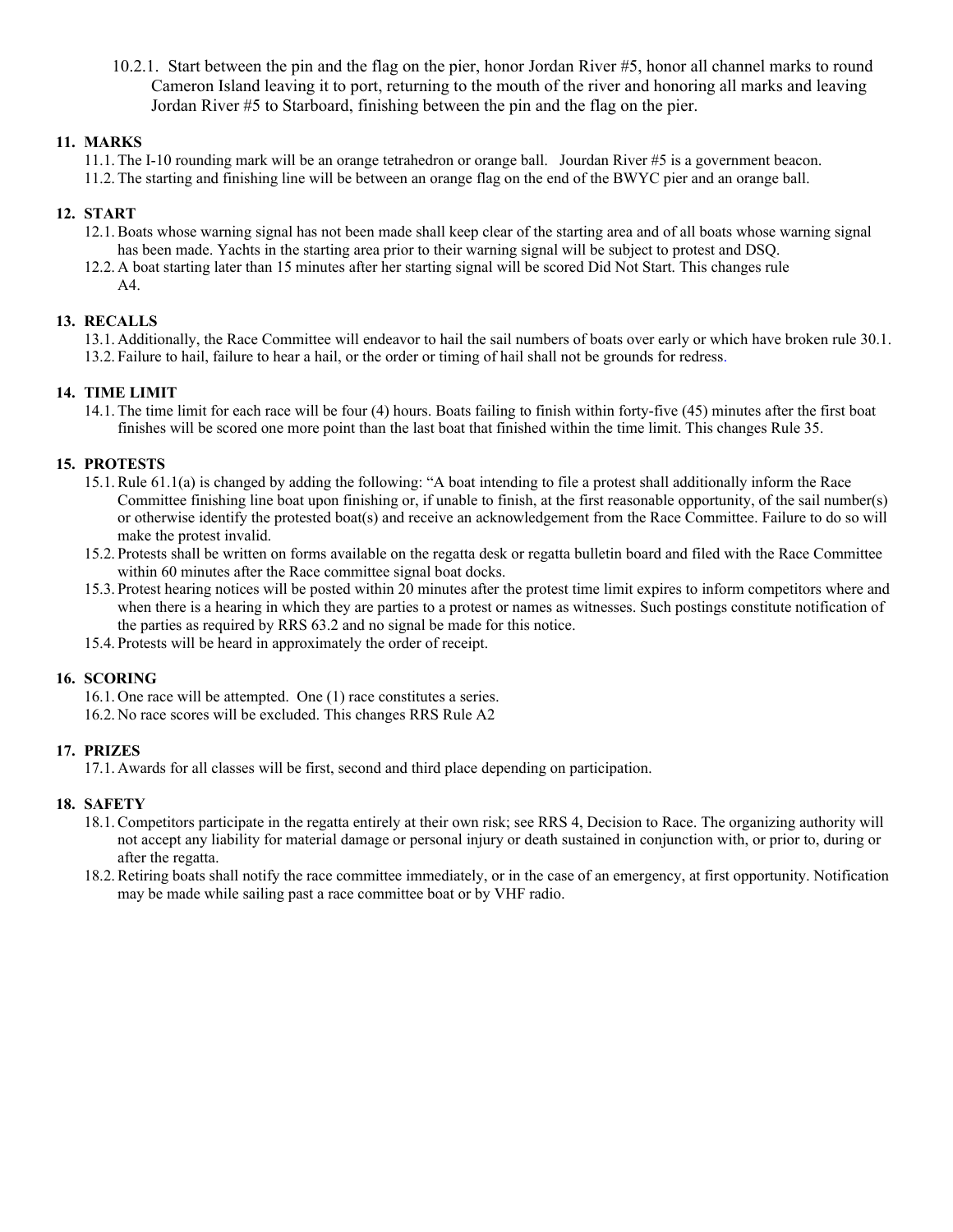10.2.1. Start between the pin and the flag on the pier, honor Jordan River #5, honor all channel marks to round Cameron Island leaving it to port, returning to the mouth of the river and honoring all marks and leaving Jordan River #5 to Starboard, finishing between the pin and the flag on the pier.

## 11. MARKS

11.1. The I-10 rounding mark will be an orange tetrahedron or orange ball. Jourdan River #5 is a government beacon.

11.2. The starting and finishing line will be between an orange flag on the end of the BWYC pier and an orange ball.

## 12. START

12.1. Boats whose warning signal has not been made shall keep clear of the starting area and of all boats whose warning signal has been made. Yachts in the starting area prior to their warning signal will be subject to protest and DSQ.

12.2. A boat starting later than 15 minutes after her starting signal will be scored Did Not Start. This changes rule A4.

## 13. RECALLS

13.1. Additionally, the Race Committee will endeavor to hail the sail numbers of boats over early or which have broken rule 30.1.

13.2. Failure to hail, failure to hear a hail, or the order or timing of hail shall not be grounds for redress.

## 14. TIME LIMIT

14.1. The time limit for each race will be four (4) hours. Boats failing to finish within forty-five (45) minutes after the first boat finishes will be scored one more point than the last boat that finished within the time limit. This changes Rule 35.

## 15. PROTESTS

15.1. Rule 61.1(a) is changed by adding the following: "A boat intending to file a protest shall additionally inform the Race Committee finishing line boat upon finishing or, if unable to finish, at the first reasonable opportunity, of the sail number(s) or otherwise identify the protested boat(s) and receive an acknowledgement from the Race Committee. Failure to do so will make the protest invalid.

15.2. Protests shall be written on forms available on the regatta desk or regatta bulletin board and filed with the Race Committee within 60 minutes after the Race committee signal boat docks.

15.3. Protest hearing notices will be posted within 20 minutes after the protest time limit expires to inform competitors where and when there is a hearing in which they are parties to a protest or names as witnesses. Such postings constitute notification of the parties as required by RRS 63.2 and no signal be made for this notice.

15.4. Protests will be heard in approximately the order of receipt.

## 16. SCORING

16.1. One race will be attempted. One (1) race constitutes a series.

16.2. No race scores will be excluded. This changes RRS Rule A2

## 17. PRIZES

17.1. Awards for all classes will be first, second and third place depending on participation.

## 18. SAFETY

18.1. Competitors participate in the regatta entirely at their own risk; see RRS 4, Decision to Race. The organizing authority will not accept any liability for material damage or personal injury or death sustained in conjunction with, or prior to, during or after the regatta.

18.2. Retiring boats shall notify the race committee immediately, or in the case of an emergency, at first opportunity. Notification may be made while sailing past a race committee boat or by VHF radio.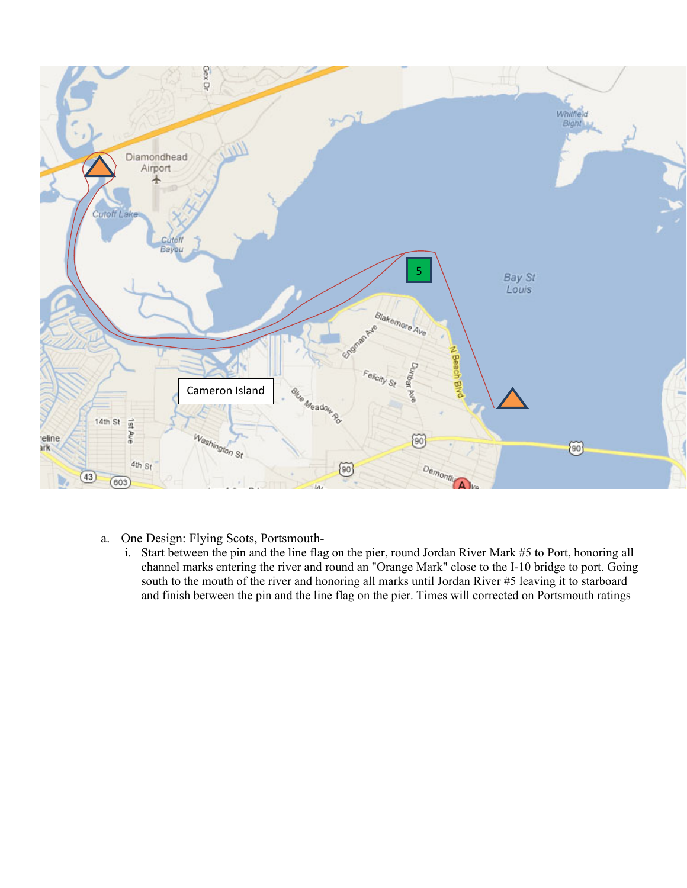a. One Design: Flying Scots, Portsmouth-

   i. Start between the pin and the line flag on the pier, round Jordan River Mark #5 to Port, honoring all channel marks entering the river and round an "Orange Mark" close to the I-10 bridge to port. Going south to the mouth of the river and honoring all marks until Jordan River #5 leaving it to starboard and finish between the pin and the line flag on the pier. Times will corrected on Portsmouth ratings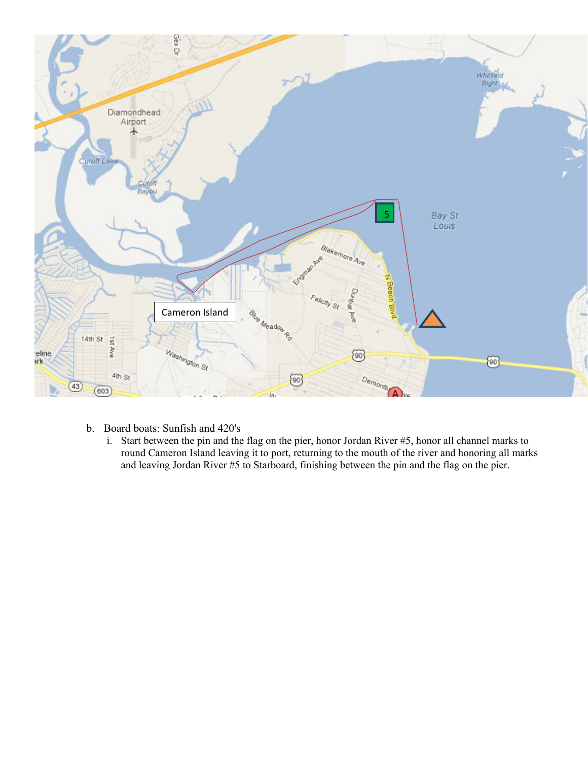b. Board boats: Sunfish and 420's
    i. Start between the pin and the flag on the pier, honor Jordan River #5, honor all channel marks to round Cameron Island leaving it to port, returning to the mouth of the river and honoring all marks and leaving Jordan River #5 to Starboard, finishing between the pin and the flag on the pier.